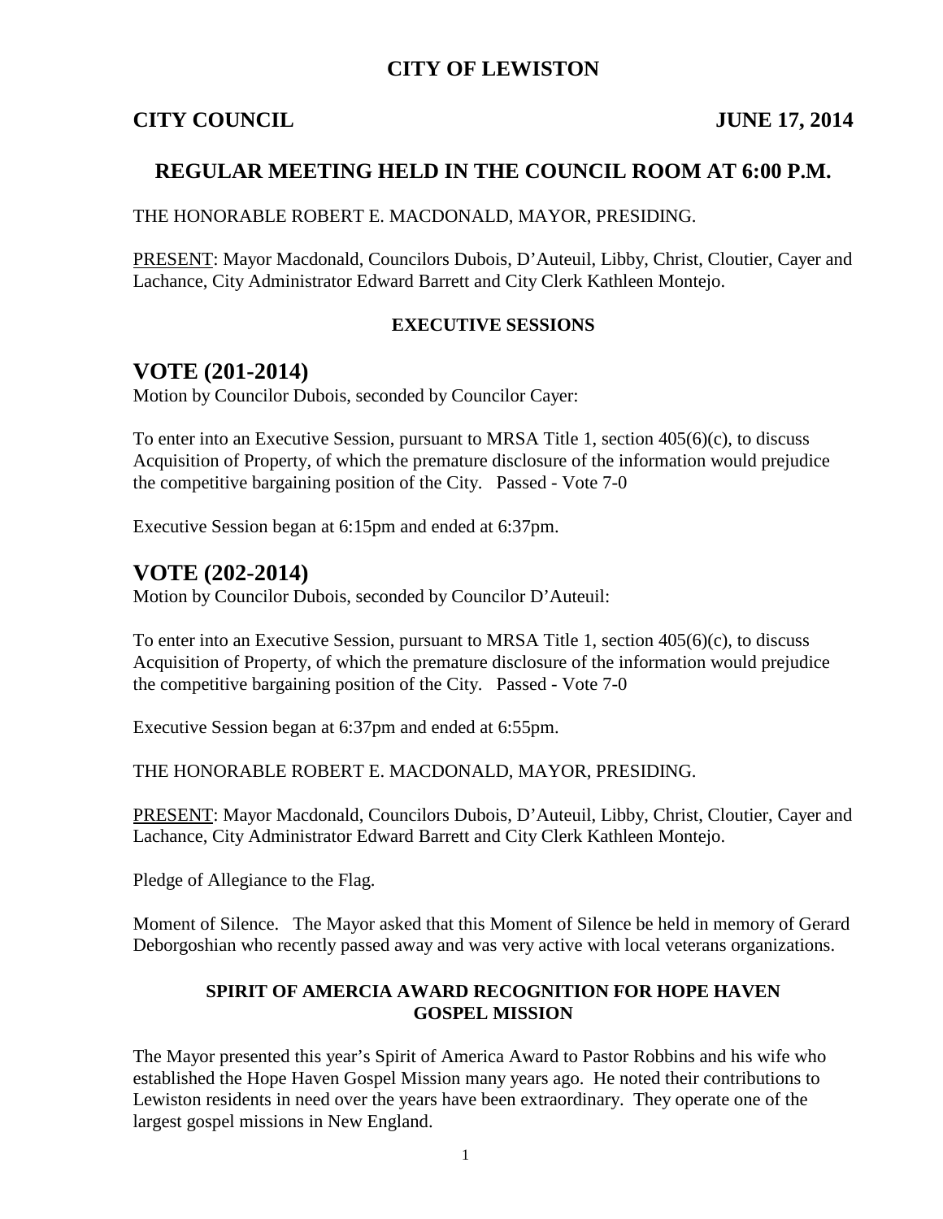# CITY OF LEWISTON

**CITY COUNCIL JUNE 17, 2014**

## REGULAR MEETING HELD IN THE COUNCIL ROOM AT 6:00 P.M.

THE HONORABLE ROBERT E. MACDONALD, MAYOR, PRESIDING.

PRESENT: Mayor Macdonald, Councilors Dubois, D'Auteuil, Libby, Christ, Cloutier, Cayer and Lachance, City Administrator Edward Barrett and City Clerk Kathleen Montejo.

### EXECUTIVE SESSIONS

## VOTE (201-2014)

Motion by Councilor Dubois, seconded by Councilor Cayer:

To enter into an Executive Session, pursuant to MRSA Title 1, section 405(6)(c), to discuss Acquisition of Property, of which the premature disclosure of the information would prejudice the competitive bargaining position of the City. Passed - Vote 7-0

Executive Session began at 6:15pm and ended at 6:37pm.

## VOTE (202-2014)

Motion by Councilor Dubois, seconded by Councilor D'Auteuil:

To enter into an Executive Session, pursuant to MRSA Title 1, section 405(6)(c), to discuss Acquisition of Property, of which the premature disclosure of the information would prejudice the competitive bargaining position of the City. Passed - Vote 7-0

Executive Session began at 6:37pm and ended at 6:55pm.

THE HONORABLE ROBERT E. MACDONALD, MAYOR, PRESIDING.

PRESENT: Mayor Macdonald, Councilors Dubois, D'Auteuil, Libby, Christ, Cloutier, Cayer and Lachance, City Administrator Edward Barrett and City Clerk Kathleen Montejo.

Pledge of Allegiance to the Flag.

Moment of Silence. The Mayor asked that this Moment of Silence be held in memory of Gerard Deborgoshian who recently passed away and was very active with local veterans organizations.

### SPIRIT OF AMERCIA AWARD RECOGNITION FOR HOPE HAVEN GOSPEL MISSION

The Mayor presented this year's Spirit of America Award to Pastor Robbins and his wife who established the Hope Haven Gospel Mission many years ago. He noted their contributions to Lewiston residents in need over the years have been extraordinary. They operate one of the largest gospel missions in New England.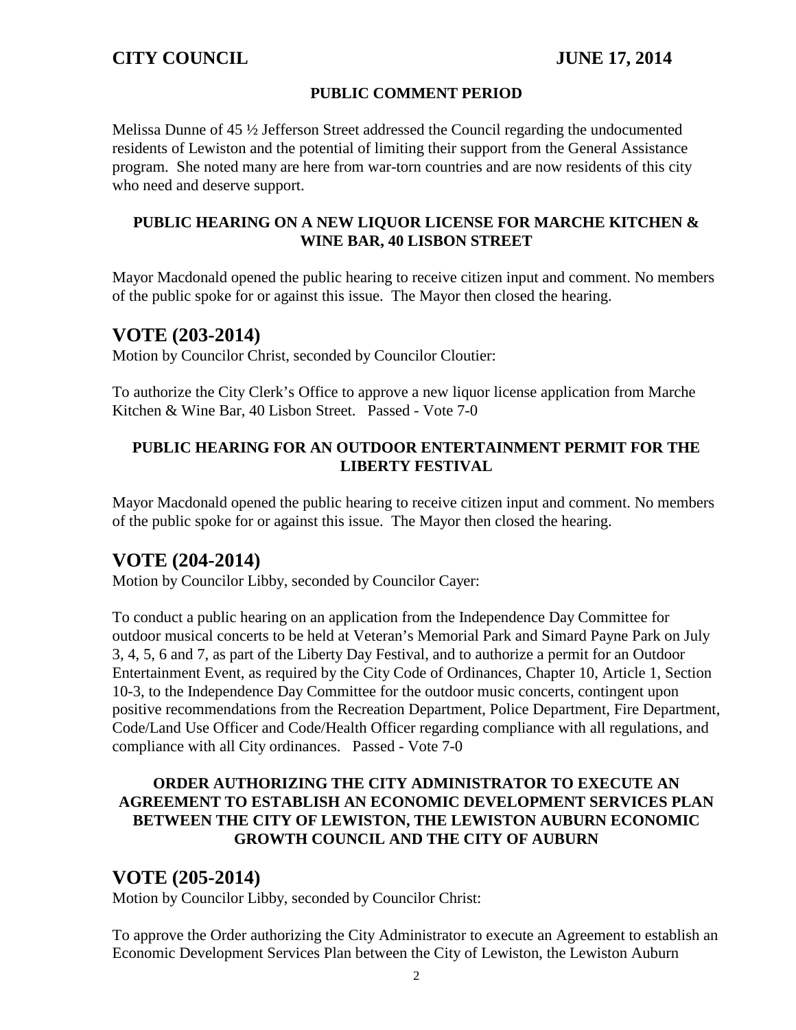## PUBLIC COMMENT PERIOD

Melissa Dunne of 45 ½ Jefferson Street addressed the Council regarding the undocumented residents of Lewiston and the potential of limiting their support from the General Assistance program. She noted many are here from war-torn countries and are now residents of this city who need and deserve support.

## PUBLIC HEARING ON A NEW LIQUOR LICENSE FOR MARCHE KITCHEN & WINE BAR, 40 LISBON STREET

Mayor Macdonald opened the public hearing to receive citizen input and comment. No members of the public spoke for or against this issue. The Mayor then closed the hearing.

# VOTE (203-2014)

Motion by Councilor Christ, seconded by Councilor Cloutier:

To authorize the City Clerk's Office to approve a new liquor license application from Marche Kitchen & Wine Bar, 40 Lisbon Street. Passed - Vote 7-0

## PUBLIC HEARING FOR AN OUTDOOR ENTERTAINMENT PERMIT FOR THE LIBERTY FESTIVAL

Mayor Macdonald opened the public hearing to receive citizen input and comment. No members of the public spoke for or against this issue. The Mayor then closed the hearing.

# VOTE (204-2014)

Motion by Councilor Libby, seconded by Councilor Cayer:

To conduct a public hearing on an application from the Independence Day Committee for outdoor musical concerts to be held at Veteran's Memorial Park and Simard Payne Park on July 3, 4, 5, 6 and 7, as part of the Liberty Day Festival, and to authorize a permit for an Outdoor Entertainment Event, as required by the City Code of Ordinances, Chapter 10, Article 1, Section 10-3, to the Independence Day Committee for the outdoor music concerts, contingent upon positive recommendations from the Recreation Department, Police Department, Fire Department, Code/Land Use Officer and Code/Health Officer regarding compliance with all regulations, and compliance with all City ordinances. Passed - Vote 7-0

## ORDER AUTHORIZING THE CITY ADMINISTRATOR TO EXECUTE AN AGREEMENT TO ESTABLISH AN ECONOMIC DEVELOPMENT SERVICES PLAN BETWEEN THE CITY OF LEWISTON, THE LEWISTON AUBURN ECONOMIC GROWTH COUNCIL AND THE CITY OF AUBURN

# VOTE (205-2014)

Motion by Councilor Libby, seconded by Councilor Christ:

To approve the Order authorizing the City Administrator to execute an Agreement to establish an Economic Development Services Plan between the City of Lewiston, the Lewiston Auburn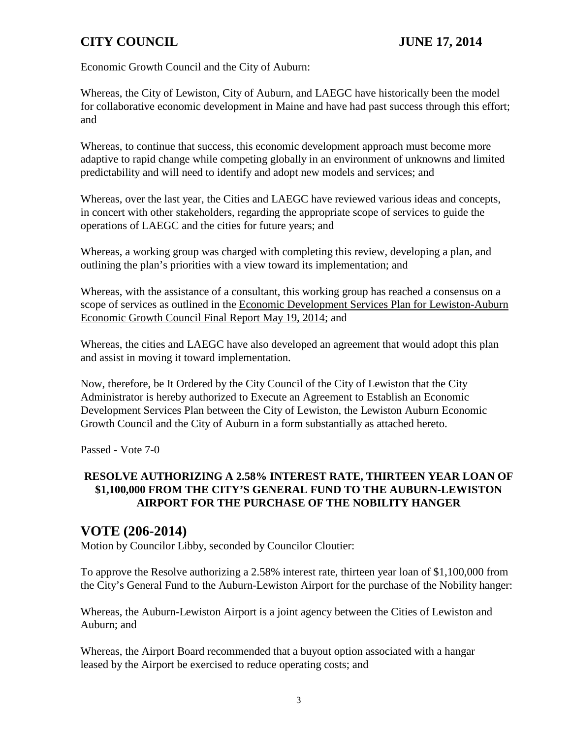Economic Growth Council and the City of Auburn:

Whereas, the City of Lewiston, City of Auburn, and LAEGC have historically been the model for collaborative economic development in Maine and have had past success through this effort; and

Whereas, to continue that success, this economic development approach must become more adaptive to rapid change while competing globally in an environment of unknowns and limited predictability and will need to identify and adopt new models and services; and

Whereas, over the last year, the Cities and LAEGC have reviewed various ideas and concepts, in concert with other stakeholders, regarding the appropriate scope of services to guide the operations of LAEGC and the cities for future years; and

Whereas, a working group was charged with completing this review, developing a plan, and outlining the plan's priorities with a view toward its implementation; and

Whereas, with the assistance of a consultant, this working group has reached a consensus on a scope of services as outlined in the Economic Development Services Plan for Lewiston-Auburn Economic Growth Council Final Report May 19, 2014; and

Whereas, the cities and LAEGC have also developed an agreement that would adopt this plan and assist in moving it toward implementation.

Now, therefore, be It Ordered by the City Council of the City of Lewiston that the City Administrator is hereby authorized to Execute an Agreement to Establish an Economic Development Services Plan between the City of Lewiston, the Lewiston Auburn Economic Growth Council and the City of Auburn in a form substantially as attached hereto.

Passed - Vote 7-0

**RESOLVE AUTHORIZING A 2.58% INTEREST RATE, THIRTEEN YEAR LOAN OF $1,100,000 FROM THE CITY'S GENERAL FUND TO THE AUBURN-LEWISTON AIRPORT FOR THE PURCHASE OF THE NOBILITY HANGER**

## VOTE (206-2014)

Motion by Councilor Libby, seconded by Councilor Cloutier:

To approve the Resolve authorizing a 2.58% interest rate, thirteen year loan of $1,100,000 from the City's General Fund to the Auburn-Lewiston Airport for the purchase of the Nobility hanger:

Whereas, the Auburn-Lewiston Airport is a joint agency between the Cities of Lewiston and Auburn; and

Whereas, the Airport Board recommended that a buyout option associated with a hangar leased by the Airport be exercised to reduce operating costs; and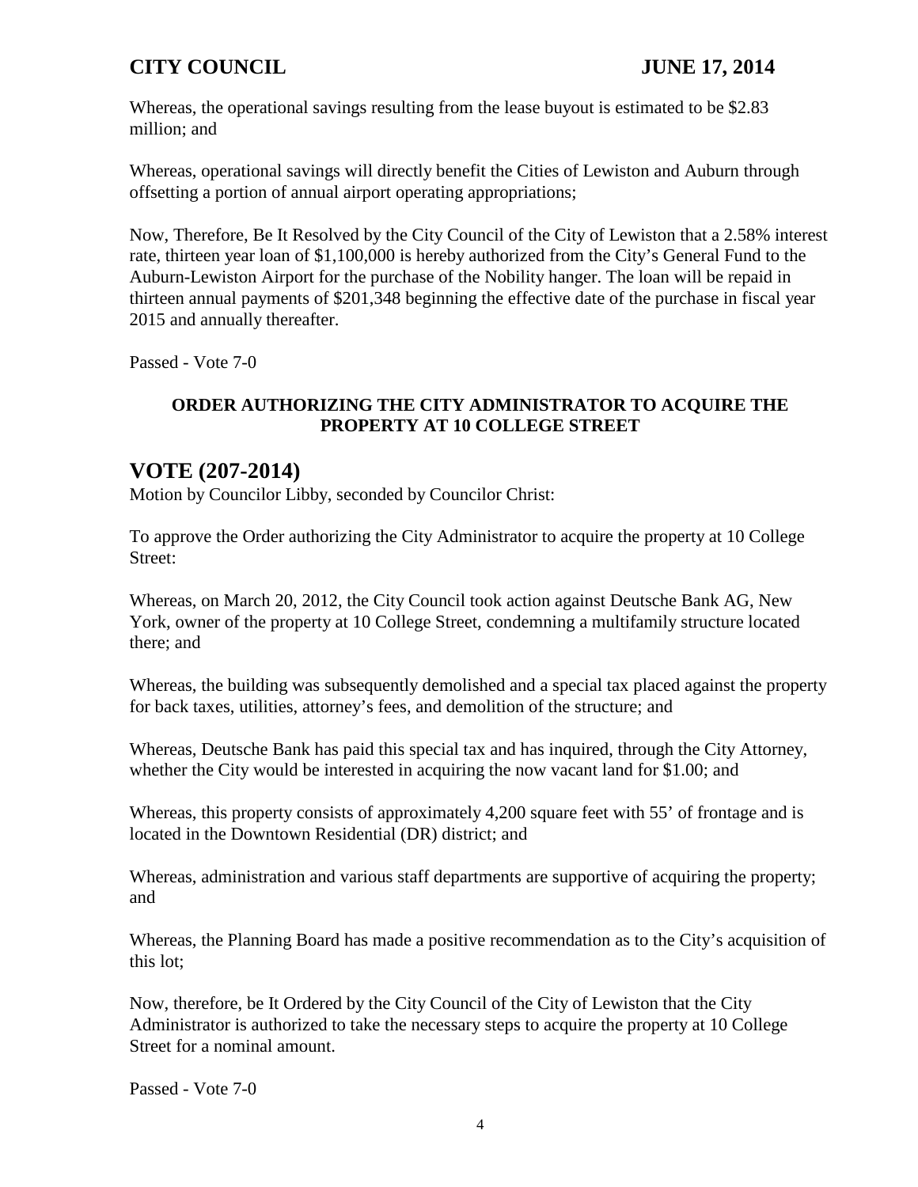Whereas, the operational savings resulting from the lease buyout is estimated to be $2.83 million; and

Whereas, operational savings will directly benefit the Cities of Lewiston and Auburn through offsetting a portion of annual airport operating appropriations;

Now, Therefore, Be It Resolved by the City Council of the City of Lewiston that a 2.58% interest rate, thirteen year loan of $1,100,000 is hereby authorized from the City's General Fund to the Auburn-Lewiston Airport for the purchase of the Nobility hanger. The loan will be repaid in thirteen annual payments of $201,348 beginning the effective date of the purchase in fiscal year 2015 and annually thereafter.

Passed - Vote 7-0

**ORDER AUTHORIZING THE CITY ADMINISTRATOR TO ACQUIRE THE PROPERTY AT 10 COLLEGE STREET**

## VOTE (207-2014)

Motion by Councilor Libby, seconded by Councilor Christ:

To approve the Order authorizing the City Administrator to acquire the property at 10 College Street:

Whereas, on March 20, 2012, the City Council took action against Deutsche Bank AG, New York, owner of the property at 10 College Street, condemning a multifamily structure located there; and

Whereas, the building was subsequently demolished and a special tax placed against the property for back taxes, utilities, attorney's fees, and demolition of the structure; and

Whereas, Deutsche Bank has paid this special tax and has inquired, through the City Attorney, whether the City would be interested in acquiring the now vacant land for $1.00; and

Whereas, this property consists of approximately 4,200 square feet with 55' of frontage and is located in the Downtown Residential (DR) district; and

Whereas, administration and various staff departments are supportive of acquiring the property; and

Whereas, the Planning Board has made a positive recommendation as to the City's acquisition of this lot;

Now, therefore, be It Ordered by the City Council of the City of Lewiston that the City Administrator is authorized to take the necessary steps to acquire the property at 10 College Street for a nominal amount.

Passed - Vote 7-0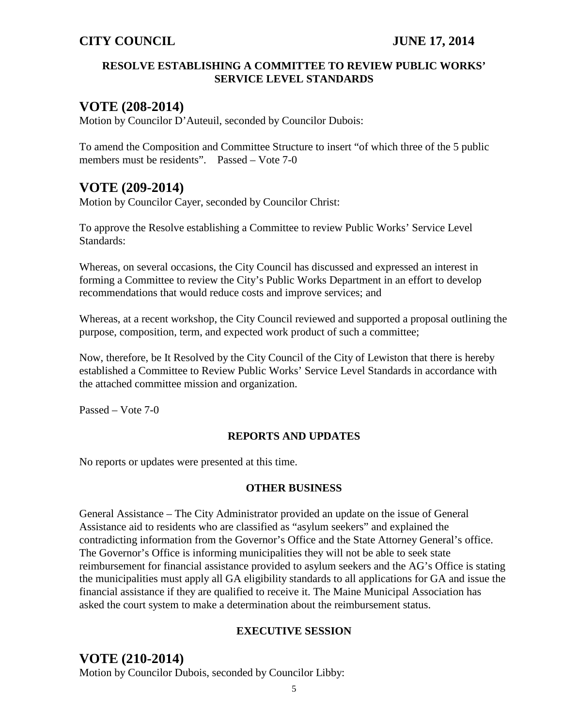#### RESOLVE ESTABLISHING A COMMITTEE TO REVIEW PUBLIC WORKS' SERVICE LEVEL STANDARDS

## VOTE (208-2014)

Motion by Councilor D'Auteuil, seconded by Councilor Dubois:

To amend the Composition and Committee Structure to insert "of which three of the 5 public members must be residents". Passed – Vote 7-0

## VOTE (209-2014)

Motion by Councilor Cayer, seconded by Councilor Christ:

To approve the Resolve establishing a Committee to review Public Works' Service Level Standards:

Whereas, on several occasions, the City Council has discussed and expressed an interest in forming a Committee to review the City's Public Works Department in an effort to develop recommendations that would reduce costs and improve services; and

Whereas, at a recent workshop, the City Council reviewed and supported a proposal outlining the purpose, composition, term, and expected work product of such a committee;

Now, therefore, be It Resolved by the City Council of the City of Lewiston that there is hereby established a Committee to Review Public Works' Service Level Standards in accordance with the attached committee mission and organization.

Passed – Vote 7-0

#### REPORTS AND UPDATES

No reports or updates were presented at this time.

#### OTHER BUSINESS

General Assistance – The City Administrator provided an update on the issue of General Assistance aid to residents who are classified as "asylum seekers" and explained the contradicting information from the Governor's Office and the State Attorney General's office. The Governor's Office is informing municipalities they will not be able to seek state reimbursement for financial assistance provided to asylum seekers and the AG's Office is stating the municipalities must apply all GA eligibility standards to all applications for GA and issue the financial assistance if they are qualified to receive it. The Maine Municipal Association has asked the court system to make a determination about the reimbursement status.

#### EXECUTIVE SESSION

## VOTE (210-2014)

Motion by Councilor Dubois, seconded by Councilor Libby: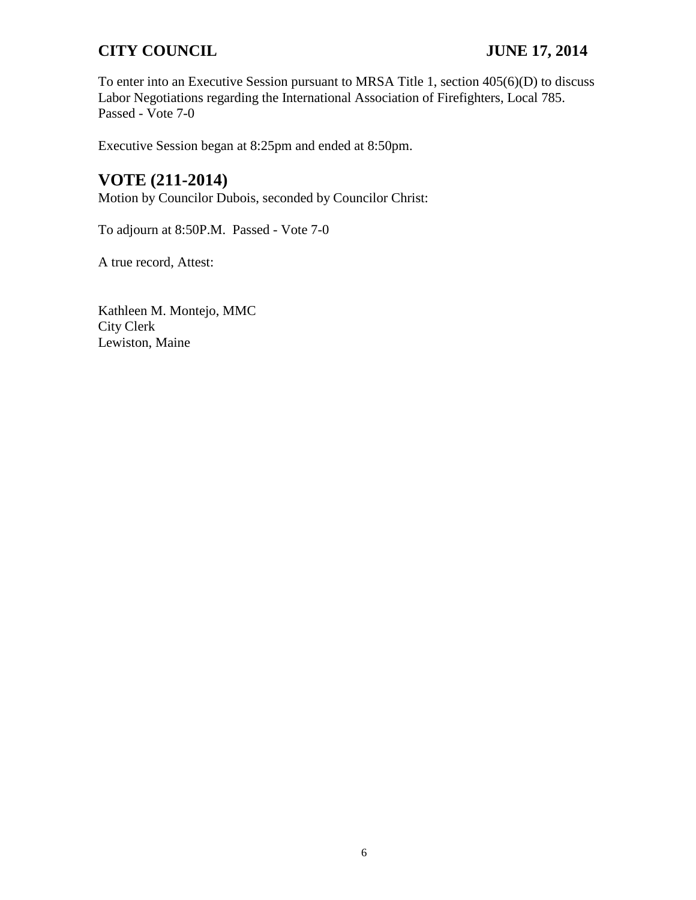To enter into an Executive Session pursuant to MRSA Title 1, section 405(6)(D) to discuss Labor Negotiations regarding the International Association of Firefighters, Local 785.
Passed - Vote 7-0

Executive Session began at 8:25pm and ended at 8:50pm.

## VOTE (211-2014)

Motion by Councilor Dubois, seconded by Councilor Christ:

To adjourn at 8:50P.M. Passed - Vote 7-0

A true record, Attest:

Kathleen M. Montejo, MMC
City Clerk
Lewiston, Maine